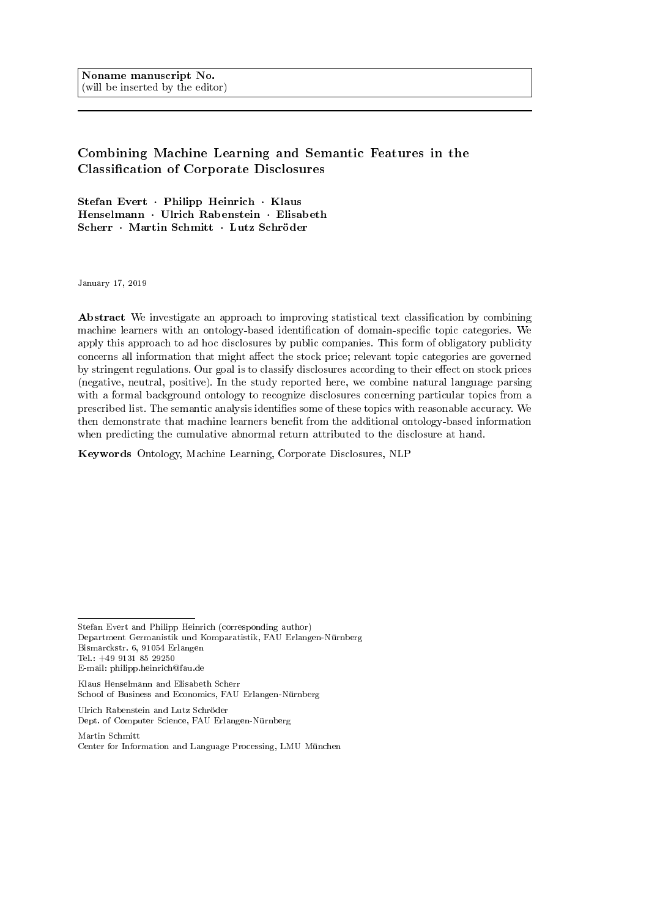**Noname manuscript No.**
(will be inserted by the editor)

# Combining Machine Learning and Semantic Features in the Classification of Corporate Disclosures

**Stefan Evert · Philipp Heinrich · Klaus Henselmann · Ulrich Rabenstein · Elisabeth Scherr · Martin Schmitt · Lutz Schröder**

January 17, 2019

**Abstract** We investigate an approach to improving statistical text classification by combining machine learners with an ontology-based identification of domain-specific topic categories. We apply this approach to ad hoc disclosures by public companies. This form of obligatory publicity concerns all information that might affect the stock price; relevant topic categories are governed by stringent regulations. Our goal is to classify disclosures according to their effect on stock prices (negative, neutral, positive). In the study reported here, we combine natural language parsing with a formal background ontology to recognize disclosures concerning particular topics from a prescribed list. The semantic analysis identifies some of these topics with reasonable accuracy. We then demonstrate that machine learners benefit from the additional ontology-based information when predicting the cumulative abnormal return attributed to the disclosure at hand.

**Keywords** Ontology, Machine Learning, Corporate Disclosures, NLP

---

Stefan Evert and Philipp Heinrich (corresponding author)
Department Germanistik und Komparatistik, FAU Erlangen-Nürnberg
Bismarckstr. 6, 91054 Erlangen
Tel.: +49 9131 85 29250
E-mail: philipp.heinrich@fau.de

Klaus Henselmann and Elisabeth Scherr
School of Business and Economics, FAU Erlangen-Nürnberg

Ulrich Rabenstein and Lutz Schröder
Dept. of Computer Science, FAU Erlangen-Nürnberg

Martin Schmitt
Center for Information and Language Processing, LMU München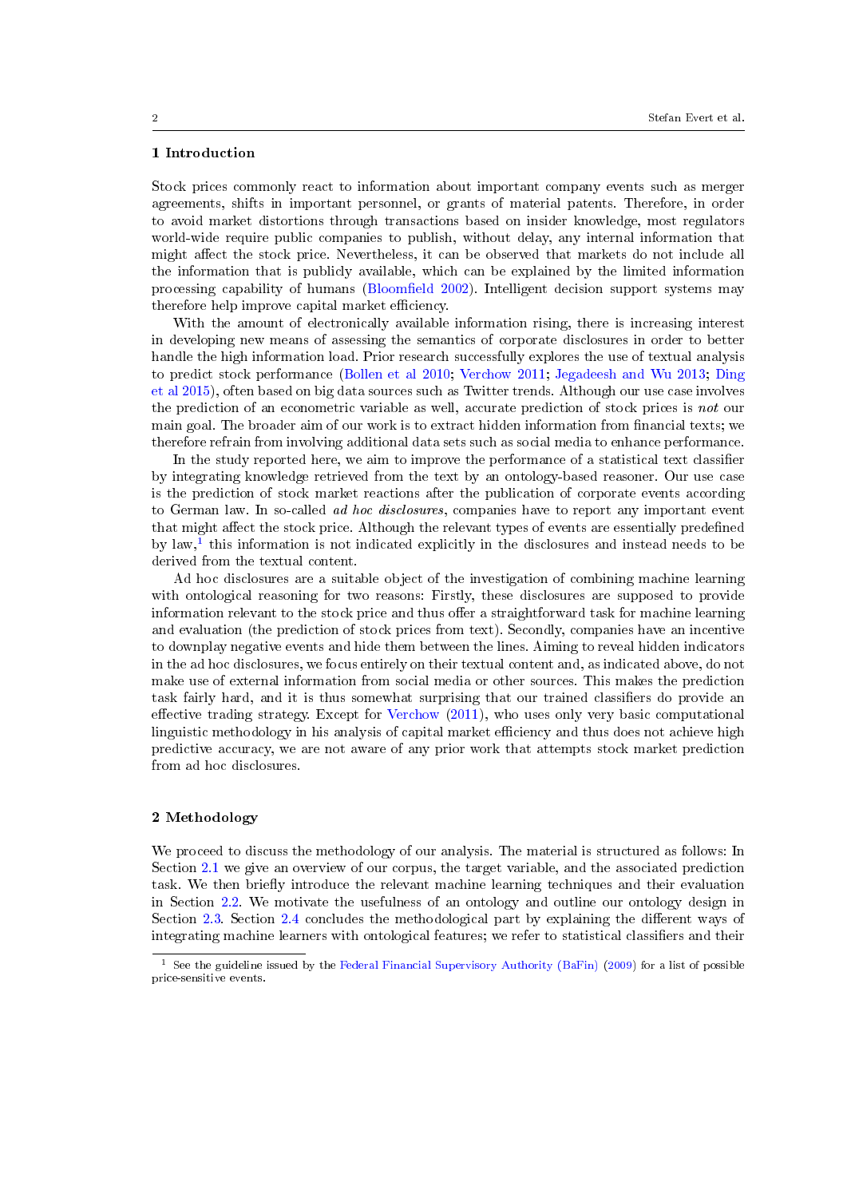## 1 Introduction

Stock prices commonly react to information about important company events such as merger agreements, shifts in important personnel, or grants of material patents. Therefore, in order to avoid market distortions through transactions based on insider knowledge, most regulators world-wide require public companies to publish, without delay, any internal information that might affect the stock price. Nevertheless, it can be observed that markets do not include all the information that is publicly available, which can be explained by the limited information processing capability of humans (Bloomfield 2002). Intelligent decision support systems may therefore help improve capital market efficiency.

With the amount of electronically available information rising, there is increasing interest in developing new means of assessing the semantics of corporate disclosures in order to better handle the high information load. Prior research successfully explores the use of textual analysis to predict stock performance (Bollen et al 2010; Verchow 2011; Jegadeesh and Wu 2013; Ding et al 2015), often based on big data sources such as Twitter trends. Although our use case involves the prediction of an econometric variable as well, accurate prediction of stock prices is *not* our main goal. The broader aim of our work is to extract hidden information from financial texts; we therefore refrain from involving additional data sets such as social media to enhance performance.

In the study reported here, we aim to improve the performance of a statistical text classifier by integrating knowledge retrieved from the text by an ontology-based reasoner. Our use case is the prediction of stock market reactions after the publication of corporate events according to German law. In so-called *ad hoc disclosures*, companies have to report any important event that might affect the stock price. Although the relevant types of events are essentially predefined by law,[1] this information is not indicated explicitly in the disclosures and instead needs to be derived from the textual content.

Ad hoc disclosures are a suitable object of the investigation of combining machine learning with ontological reasoning for two reasons: Firstly, these disclosures are supposed to provide information relevant to the stock price and thus offer a straightforward task for machine learning and evaluation (the prediction of stock prices from text). Secondly, companies have an incentive to downplay negative events and hide them between the lines. Aiming to reveal hidden indicators in the ad hoc disclosures, we focus entirely on their textual content and, as indicated above, do not make use of external information from social media or other sources. This makes the prediction task fairly hard, and it is thus somewhat surprising that our trained classifiers do provide an effective trading strategy. Except for Verchow (2011), who uses only very basic computational linguistic methodology in his analysis of capital market efficiency and thus does not achieve high predictive accuracy, we are not aware of any prior work that attempts stock market prediction from ad hoc disclosures.

## 2 Methodology

We proceed to discuss the methodology of our analysis. The material is structured as follows: In Section 2.1 we give an overview of our corpus, the target variable, and the associated prediction task. We then briefly introduce the relevant machine learning techniques and their evaluation in Section 2.2. We motivate the usefulness of an ontology and outline our ontology design in Section 2.3. Section 2.4 concludes the methodological part by explaining the different ways of integrating machine learners with ontological features; we refer to statistical classifiers and their

[1] See the guideline issued by the Federal Financial Supervisory Authority (BaFin) (2009) for a list of possible price-sensitive events.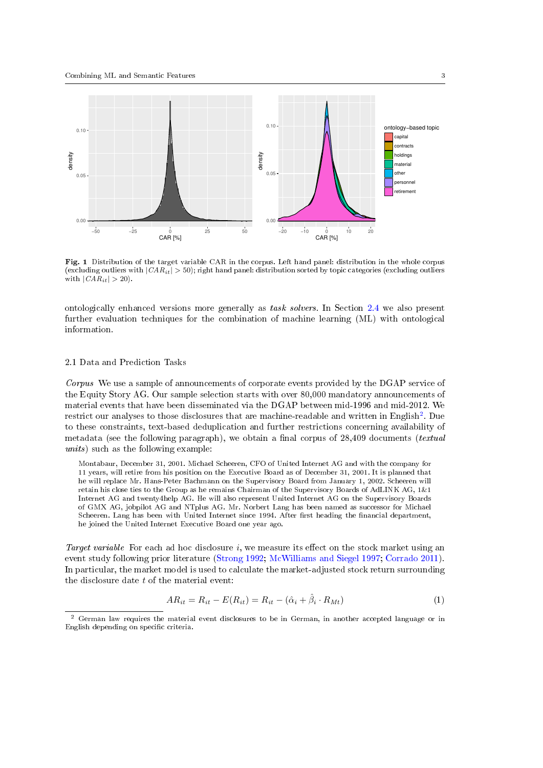**Fig. 1** Distribution of the target variable CAR in the corpus. Left hand panel: distribution in the whole corpus (excluding outliers with $|CAR_{it}| > 50$); right hand panel: distribution sorted by topic categories (excluding outliers with $|CAR_{it}| > 20$).

ontologically enhanced versions more generally as *task solvers*. In Section 2.4 we also present further evaluation techniques for the combination of machine learning (ML) with ontological information.

### 2.1 Data and Prediction Tasks

*Corpus* We use a sample of announcements of corporate events provided by the DGAP service of the Equity Story AG. Our sample selection starts with over 80,000 mandatory announcements of material events that have been disseminated via the DGAP between mid-1996 and mid-2012. We restrict our analyses to those disclosures that are machine-readable and written in English[2]. Due to these constraints, text-based deduplication and further restrictions concerning availability of metadata (see the following paragraph), we obtain a final corpus of 28,409 documents (*textual units*) such as the following example:

> Montabaur, December 31, 2001. Michael Scheeren, CFO of United Internet AG and with the company for 11 years, will retire from his position on the Executive Board as of December 31, 2001. It is planned that he will replace Mr. Hans-Peter Bachmann on the Supervisory Board from January 1, 2002. Scheeren will retain his close ties to the Group as he remains Chairman of the Supervisory Boards of AdLINK AG, 1&1 Internet AG and twenty4help AG. He will also represent United Internet AG on the Supervisory Boards of GMX AG, jobpilot AG and NTplus AG. Mr. Norbert Lang has been named as successor for Michael Scheeren. Lang has been with United Internet since 1994. After first heading the financial department, he joined the United Internet Executive Board one year ago.

*Target variable* For each ad hoc disclosure $i$, we measure its effect on the stock market using an event study following prior literature (Strong 1992; McWilliams and Siegel 1997; Corrado 2011). In particular, the market model is used to calculate the market-adjusted stock return surrounding the disclosure date $t$ of the material event:

$$AR_{it} = R_{it} - E(R_{it}) = R_{it} - (\hat{\alpha}_i + \hat{\beta}_i \cdot R_{Mt}) \tag{1}$$

[2] German law requires the material event disclosures to be in German, in another accepted language or in English depending on specific criteria.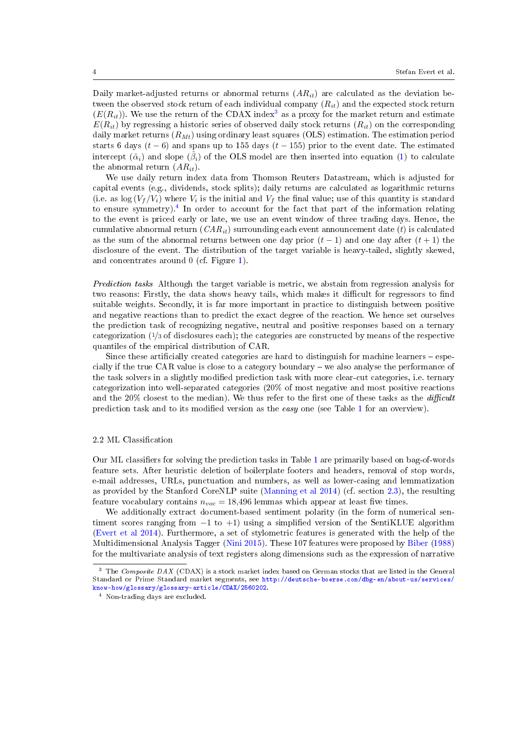Daily market-adjusted returns or abnormal returns ($AR_{it}$) are calculated as the deviation between the observed stock return of each individual company ($R_{it}$) and the expected stock return ($E(R_{it})$). We use the return of the CDAX index[3] as a proxy for the market return and estimate $E(R_{it})$ by regressing a historic series of observed daily stock returns ($R_{it}$) on the corresponding daily market returns ($R_{Mt}$) using ordinary least squares (OLS) estimation. The estimation period starts 6 days ($t-6$) and spans up to 155 days ($t-155$) prior to the event date. The estimated intercept ($\hat{\alpha}_i$) and slope ($\hat{\beta}_i$) of the OLS model are then inserted into equation (1) to calculate the abnormal return ($AR_{it}$).

We use daily return index data from Thomson Reuters Datastream, which is adjusted for capital events (e.g., dividends, stock splits); daily returns are calculated as logarithmic returns (i.e. as $\log(V_f/V_i)$ where $V_i$ is the initial and $V_f$ the final value; use of this quantity is standard to ensure symmetry).[4] In order to account for the fact that part of the information relating to the event is priced early or late, we use an event window of three trading days. Hence, the cumulative abnormal return ($CAR_{it}$) surrounding each event announcement date ($t$) is calculated as the sum of the abnormal returns between one day prior ($t-1$) and one day after ($t+1$) the disclosure of the event. The distribution of the target variable is heavy-tailed, slightly skewed, and concentrates around 0 (cf. Figure 1).

*Prediction tasks* Although the target variable is metric, we abstain from regression analysis for two reasons: Firstly, the data shows heavy tails, which makes it difficult for regressors to find suitable weights. Secondly, it is far more important in practice to distinguish between positive and negative reactions than to predict the exact degree of the reaction. We hence set ourselves the prediction task of recognizing negative, neutral and positive responses based on a ternary categorization (1/3 of disclosures each); the categories are constructed by means of the respective quantiles of the empirical distribution of CAR.

Since these artificially created categories are hard to distinguish for machine learners – especially if the true CAR value is close to a category boundary – we also analyse the performance of the task solvers in a slightly modified prediction task with more clear-cut categories, i.e. ternary categorization into well-separated categories (20% of most negative and most positive reactions and the 20% closest to the median). We thus refer to the first one of these tasks as the ***difficult*** prediction task and to its modified version as the *easy* one (see Table 1 for an overview).

### 2.2 ML Classification

Our ML classifiers for solving the prediction tasks in Table 1 are primarily based on bag-of-words feature sets. After heuristic deletion of boilerplate footers and headers, removal of stop words, e-mail addresses, URLs, punctuation and numbers, as well as lower-casing and lemmatization as provided by the Stanford CoreNLP suite (Manning et al 2014) (cf. section 2.3), the resulting feature vocabulary contains $n_{voc} = 18{,}496$ lemmas which appear at least five times.

We additionally extract document-based sentiment polarity (in the form of numerical sentiment scores ranging from $-1$ to $+1$) using a simplified version of the SentiKLUE algorithm (Evert et al 2014). Furthermore, a set of stylometric features is generated with the help of the Multidimensional Analysis Tagger (Nini 2015). These 107 features were proposed by Biber (1988) for the multivariate analysis of text registers along dimensions such as the expression of narrative

[3] The *Composite DAX* (CDAX) is a stock market index based on German stocks that are listed in the General Standard or Prime Standard market segments, see http://deutsche-boerse.com/dbg-en/about-us/services/know-how/glossary/glossary-article/CDAX/2560202.

[4] Non-trading days are excluded.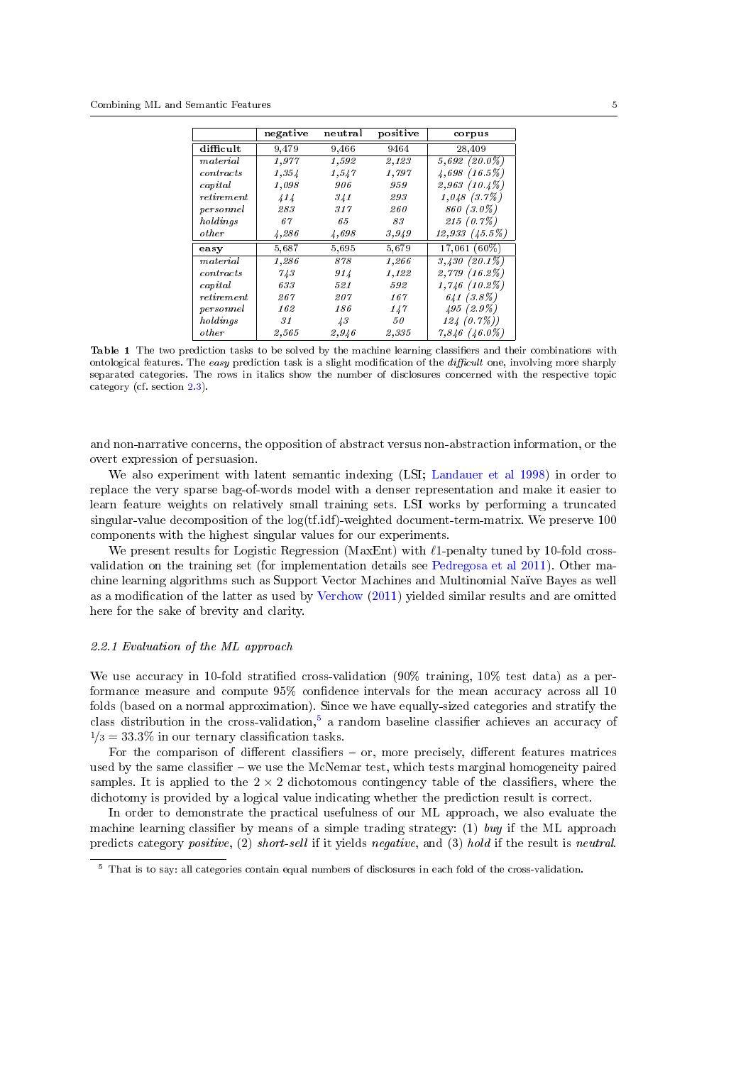| | negative | neutral | positive | corpus |
|---|---|---|---|---|
| **difficult** | 9,479 | 9,466 | 9464 | 28,409 |
| *material* | *1,977* | *1,592* | *2,123* | *5,692 (20.0%)* |
| *contracts* | *1,354* | *1,547* | *1,797* | *4,698 (16.5%)* |
| *capital* | *1,098* | *906* | *959* | *2,963 (10.4%)* |
| *retirement* | *414* | *341* | *293* | *1,048 (3.7%)* |
| *personnel* | *283* | *317* | *260* | *860 (3.0%)* |
| *holdings* | *67* | *65* | *83* | *215 (0.7%)* |
| *other* | *4,286* | *4,698* | *3,949* | *12,933 (45.5%)* |
| **easy** | 5,687 | 5,695 | 5,679 | 17,061 (60%) |
| *material* | *1,286* | *878* | *1,266* | *3,430 (20.1%)* |
| *contracts* | *743* | *914* | *1,122* | *2,779 (16.2%)* |
| *capital* | *633* | *521* | *592* | *1,746 (10.2%)* |
| *retirement* | *267* | *207* | *167* | *641 (3.8%)* |
| *personnel* | *162* | *186* | *147* | *495 (2.9%)* |
| *holdings* | *31* | *43* | *50* | *124 (0.7%))* |
| *other* | *2,565* | *2,946* | *2,335* | *7,846 (46.0%)* |

**Table 1** The two prediction tasks to be solved by the machine learning classifiers and their combinations with ontological features. The *easy* prediction task is a slight modification of the *difficult* one, involving more sharply separated categories. The rows in italics show the number of disclosures concerned with the respective topic category (cf. section 2.3).

and non-narrative concerns, the opposition of abstract versus non-abstraction information, or the overt expression of persuasion.

We also experiment with latent semantic indexing (LSI; Landauer et al 1998) in order to replace the very sparse bag-of-words model with a denser representation and make it easier to learn feature weights on relatively small training sets. LSI works by performing a truncated singular-value decomposition of the log(tf.idf)-weighted document-term-matrix. We preserve 100 components with the highest singular values for our experiments.

We present results for Logistic Regression (MaxEnt) with $\ell 1$-penalty tuned by 10-fold cross-validation on the training set (for implementation details see Pedregosa et al 2011). Other machine learning algorithms such as Support Vector Machines and Multinomial Naïve Bayes as well as a modification of the latter as used by Verchow (2011) yielded similar results and are omitted here for the sake of brevity and clarity.

### 2.2.1 Evaluation of the ML approach

We use accuracy in 10-fold stratified cross-validation (90% training, 10% test data) as a performance measure and compute 95% confidence intervals for the mean accuracy across all 10 folds (based on a normal approximation). Since we have equally-sized categories and stratify the class distribution in the cross-validation,[5] a random baseline classifier achieves an accuracy of $1/3 = 33.3\%$ in our ternary classification tasks.

For the comparison of different classifiers – or, more precisely, different features matrices used by the same classifier – we use the McNemar test, which tests marginal homogeneity paired samples. It is applied to the $2 \times 2$ dichotomous contingency table of the classifiers, where the dichotomy is provided by a logical value indicating whether the prediction result is correct.

In order to demonstrate the practical usefulness of our ML approach, we also evaluate the machine learning classifier by means of a simple trading strategy: (1) *buy* if the ML approach predicts category *positive*, (2) *short-sell* if it yields *negative*, and (3) *hold* if the result is *neutral*.

[5] That is to say: all categories contain equal numbers of disclosures in each fold of the cross-validation.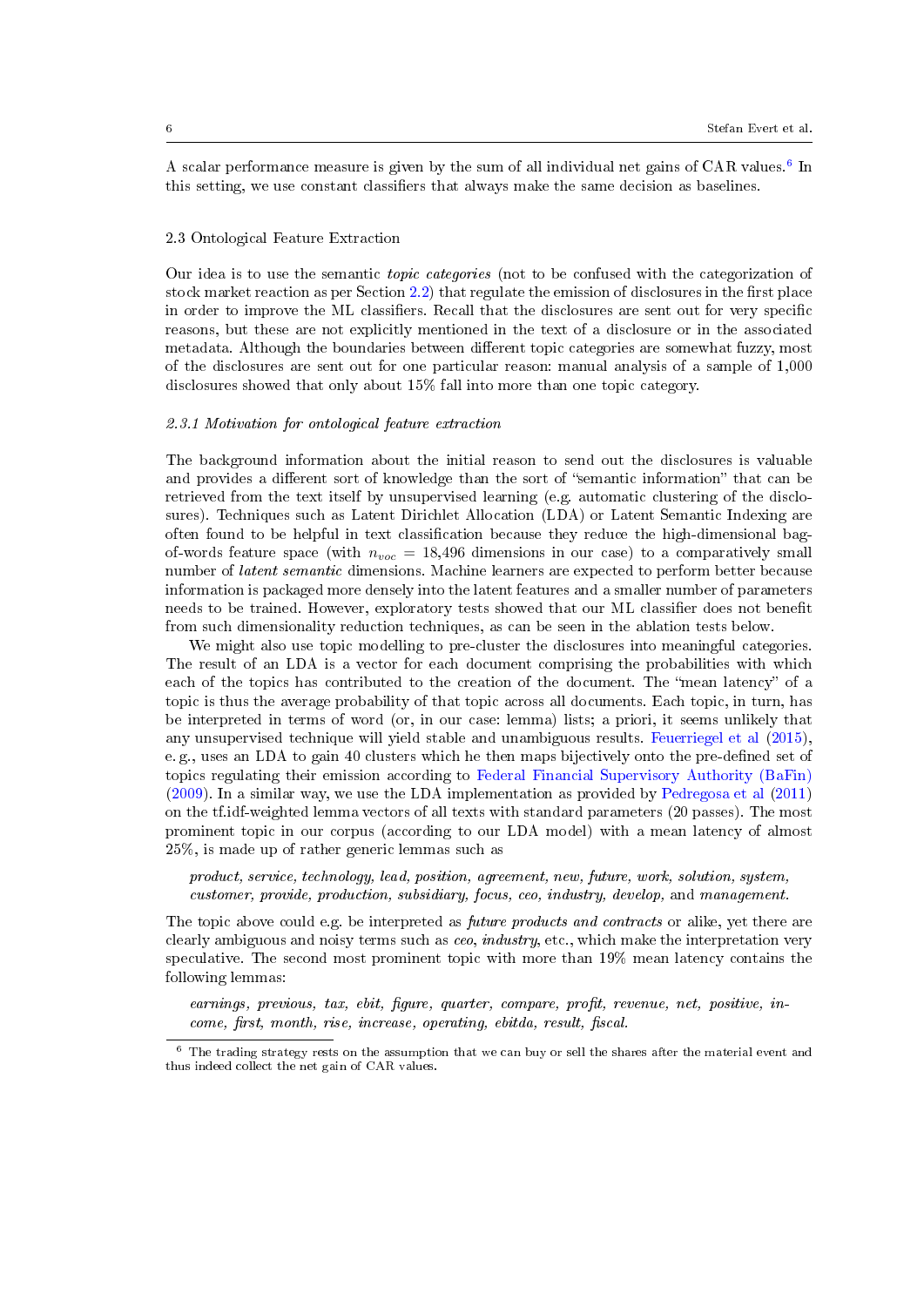A scalar performance measure is given by the sum of all individual net gains of CAR values.[6] In this setting, we use constant classifiers that always make the same decision as baselines.

## 2.3 Ontological Feature Extraction

Our idea is to use the semantic *topic categories* (not to be confused with the categorization of stock market reaction as per Section 2.2) that regulate the emission of disclosures in the first place in order to improve the ML classifiers. Recall that the disclosures are sent out for very specific reasons, but these are not explicitly mentioned in the text of a disclosure or in the associated metadata. Although the boundaries between different topic categories are somewhat fuzzy, most of the disclosures are sent out for one particular reason: manual analysis of a sample of 1,000 disclosures showed that only about 15% fall into more than one topic category.

### 2.3.1 Motivation for ontological feature extraction

The background information about the initial reason to send out the disclosures is valuable and provides a different sort of knowledge than the sort of "semantic information" that can be retrieved from the text itself by unsupervised learning (e.g. automatic clustering of the disclosures). Techniques such as Latent Dirichlet Allocation (LDA) or Latent Semantic Indexing are often found to be helpful in text classification because they reduce the high-dimensional bag-of-words feature space (with $n_{voc}$ = 18,496 dimensions in our case) to a comparatively small number of *latent semantic* dimensions. Machine learners are expected to perform better because information is packaged more densely into the latent features and a smaller number of parameters needs to be trained. However, exploratory tests showed that our ML classifier does not benefit from such dimensionality reduction techniques, as can be seen in the ablation tests below.

We might also use topic modelling to pre-cluster the disclosures into meaningful categories. The result of an LDA is a vector for each document comprising the probabilities with which each of the topics has contributed to the creation of the document. The "mean latency" of a topic is thus the average probability of that topic across all documents. Each topic, in turn, has be interpreted in terms of word (or, in our case: lemma) lists; a priori, it seems unlikely that any unsupervised technique will yield stable and unambiguous results. Feuerriegel et al (2015), e. g., uses an LDA to gain 40 clusters which he then maps bijectively onto the pre-defined set of topics regulating their emission according to Federal Financial Supervisory Authority (BaFin) (2009). In a similar way, we use the LDA implementation as provided by Pedregosa et al (2011) on the tf.idf-weighted lemma vectors of all texts with standard parameters (20 passes). The most prominent topic in our corpus (according to our LDA model) with a mean latency of almost 25%, is made up of rather generic lemmas such as

> *product, service, technology, lead, position, agreement, new, future, work, solution, system, customer, provide, production, subsidiary, focus, ceo, industry, develop,* and *management.*

The topic above could e.g. be interpreted as *future products and contracts* or alike, yet there are clearly ambiguous and noisy terms such as *ceo*, *industry*, etc., which make the interpretation very speculative. The second most prominent topic with more than 19% mean latency contains the following lemmas:

> *earnings, previous, tax, ebit, figure, quarter, compare, profit, revenue, net, positive, income, first, month, rise, increase, operating, ebitda, result, fiscal.*

[6] The trading strategy rests on the assumption that we can buy or sell the shares after the material event and thus indeed collect the net gain of CAR values.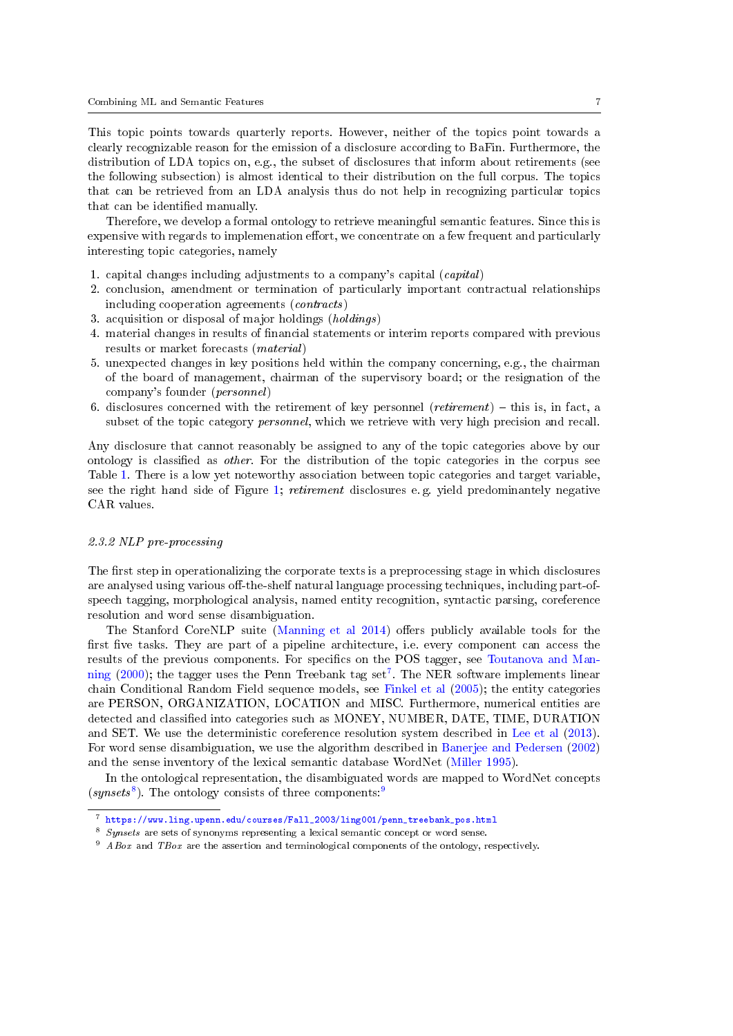This topic points towards quarterly reports. However, neither of the topics point towards a clearly recognizable reason for the emission of a disclosure according to BaFin. Furthermore, the distribution of LDA topics on, e.g., the subset of disclosures that inform about retirements (see the following subsection) is almost identical to their distribution on the full corpus. The topics that can be retrieved from an LDA analysis thus do not help in recognizing particular topics that can be identified manually.

Therefore, we develop a formal ontology to retrieve meaningful semantic features. Since this is expensive with regards to implemenation effort, we concentrate on a few frequent and particularly interesting topic categories, namely

1. capital changes including adjustments to a company's capital (*capital*)
2. conclusion, amendment or termination of particularly important contractual relationships including cooperation agreements (*contracts*)
3. acquisition or disposal of major holdings (*holdings*)
4. material changes in results of financial statements or interim reports compared with previous results or market forecasts (*material*)
5. unexpected changes in key positions held within the company concerning, e.g., the chairman of the board of management, chairman of the supervisory board; or the resignation of the company's founder (*personnel*)
6. disclosures concerned with the retirement of key personnel (*retirement*) – this is, in fact, a subset of the topic category *personnel*, which we retrieve with very high precision and recall.

Any disclosure that cannot reasonably be assigned to any of the topic categories above by our ontology is classified as *other*. For the distribution of the topic categories in the corpus see Table 1. There is a low yet noteworthy association between topic categories and target variable, see the right hand side of Figure 1; *retirement* disclosures e. g. yield predominantely negative CAR values.

### 2.3.2 NLP pre-processing

The first step in operationalizing the corporate texts is a preprocessing stage in which disclosures are analysed using various off-the-shelf natural language processing techniques, including part-of-speech tagging, morphological analysis, named entity recognition, syntactic parsing, coreference resolution and word sense disambiguation.

The Stanford CoreNLP suite (Manning et al 2014) offers publicly available tools for the first five tasks. They are part of a pipeline architecture, i.e. every component can access the results of the previous components. For specifics on the POS tagger, see Toutanova and Manning (2000); the tagger uses the Penn Treebank tag set[7]. The NER software implements linear chain Conditional Random Field sequence models, see Finkel et al (2005); the entity categories are PERSON, ORGANIZATION, LOCATION and MISC. Furthermore, numerical entities are detected and classified into categories such as MONEY, NUMBER, DATE, TIME, DURATION and SET. We use the deterministic coreference resolution system described in Lee et al (2013). For word sense disambiguation, we use the algorithm described in Banerjee and Pedersen (2002) and the sense inventory of the lexical semantic database WordNet (Miller 1995).

In the ontological representation, the disambiguated words are mapped to WordNet concepts (*synsets*[8]). The ontology consists of three components:[9]

---

[7] https://www.ling.upenn.edu/courses/Fall_2003/ling001/penn_treebank_pos.html

[8] *Synsets* are sets of synonyms representing a lexical semantic concept or word sense.

[9] *ABox* and *TBox* are the assertion and terminological components of the ontology, respectively.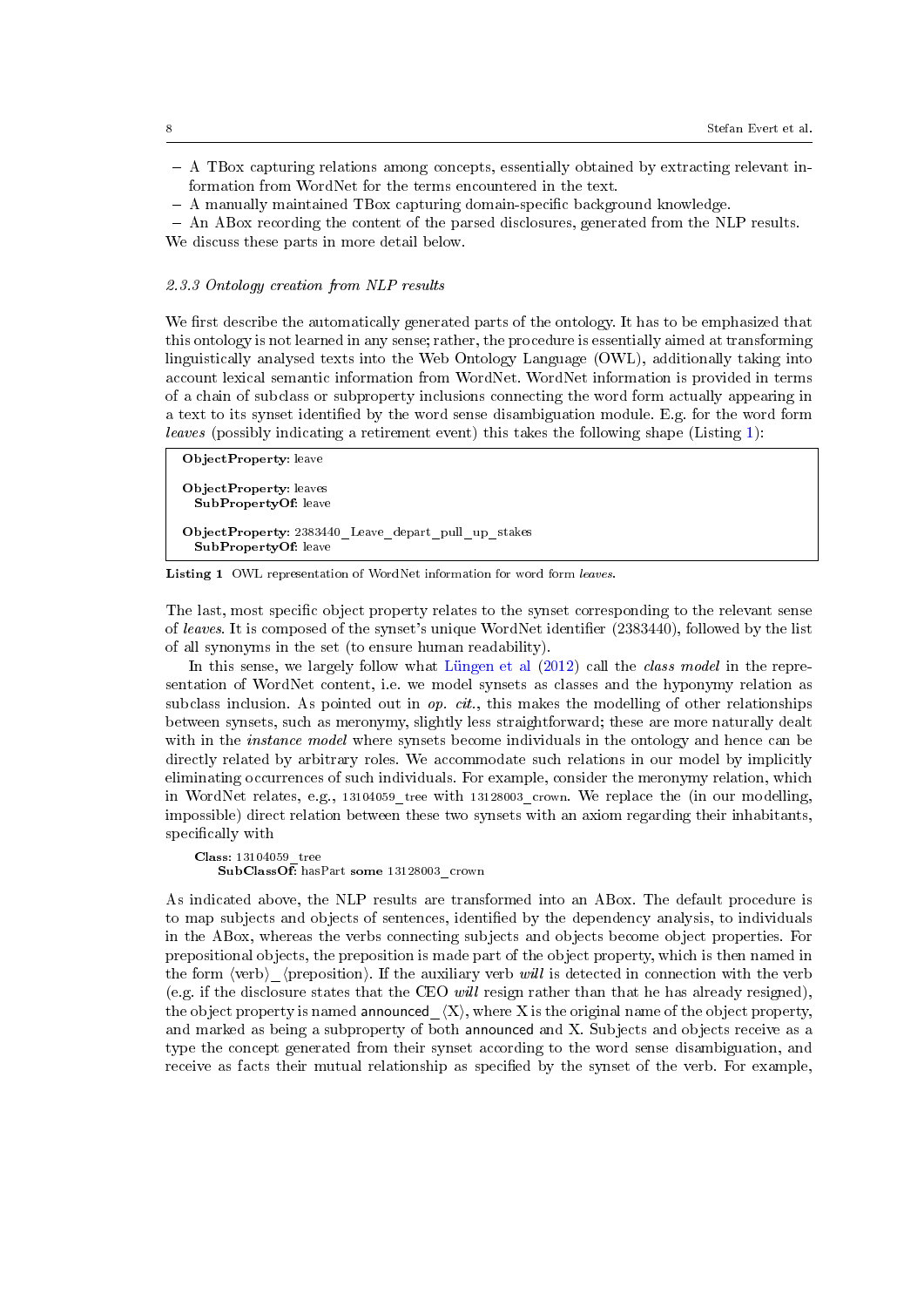– A TBox capturing relations among concepts, essentially obtained by extracting relevant information from WordNet for the terms encountered in the text.
– A manually maintained TBox capturing domain-specific background knowledge.
– An ABox recording the content of the parsed disclosures, generated from the NLP results.

We discuss these parts in more detail below.

#### 2.3.3 Ontology creation from NLP results

We first describe the automatically generated parts of the ontology. It has to be emphasized that this ontology is not learned in any sense; rather, the procedure is essentially aimed at transforming linguistically analysed texts into the Web Ontology Language (OWL), additionally taking into account lexical semantic information from WordNet. WordNet information is provided in terms of a chain of subclass or subproperty inclusions connecting the word form actually appearing in a text to its synset identified by the word sense disambiguation module. E.g. for the word form *leaves* (possibly indicating a retirement event) this takes the following shape (Listing 1):

```
ObjectProperty: leave

ObjectProperty: leaves
  SubPropertyOf: leave

ObjectProperty: 2383440_Leave_depart_pull_up_stakes
  SubPropertyOf: leave
```

**Listing 1** OWL representation of WordNet information for word form *leaves*.

The last, most specific object property relates to the synset corresponding to the relevant sense of *leaves*. It is composed of the synset's unique WordNet identifier (2383440), followed by the list of all synonyms in the set (to ensure human readability).

In this sense, we largely follow what Lüngen et al (2012) call the *class model* in the representation of WordNet content, i.e. we model synsets as classes and the hyponymy relation as subclass inclusion. As pointed out in *op. cit.*, this makes the modelling of other relationships between synsets, such as meronymy, slightly less straightforward; these are more naturally dealt with in the *instance model* where synsets become individuals in the ontology and hence can be directly related by arbitrary roles. We accommodate such relations in our model by implicitly eliminating occurrences of such individuals. For example, consider the meronymy relation, which in WordNet relates, e.g., 13104059_tree with 13128003_crown. We replace the (in our modelling, impossible) direct relation between these two synsets with an axiom regarding their inhabitants, specifically with

```
Class: 13104059_tree
    SubClassOf: hasPart some 13128003_crown
```

As indicated above, the NLP results are transformed into an ABox. The default procedure is to map subjects and objects of sentences, identified by the dependency analysis, to individuals in the ABox, whereas the verbs connecting subjects and objects become object properties. For prepositional objects, the preposition is made part of the object property, which is then named in the form ⟨verb⟩_⟨preposition⟩. If the auxiliary verb *will* is detected in connection with the verb (e.g. if the disclosure states that the CEO *will* resign rather than that he has already resigned), the object property is named announced_⟨X⟩, where X is the original name of the object property, and marked as being a subproperty of both announced and X. Subjects and objects receive as a type the concept generated from their synset according to the word sense disambiguation, and receive as facts their mutual relationship as specified by the synset of the verb. For example,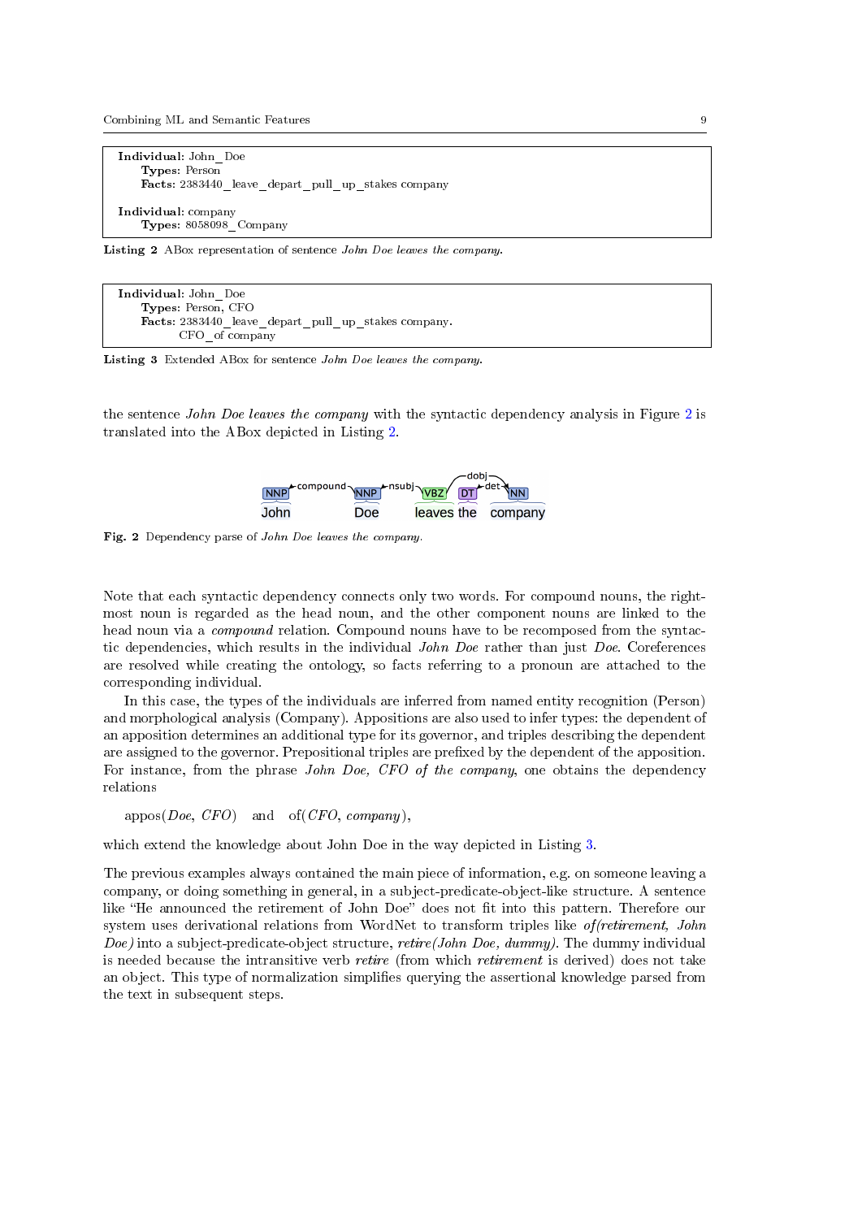```
Individual: John_Doe
    Types: Person
    Facts: 2383440_leave_depart_pull_up_stakes company

Individual: company
    Types: 8058098_Company
```

**Listing 2** ABox representation of sentence *John Doe leaves the company.*

```
Individual: John_Doe
    Types: Person, CFO
    Facts: 2383440_leave_depart_pull_up_stakes company.
           CFO_of company
```

**Listing 3** Extended ABox for sentence *John Doe leaves the company.*

the sentence *John Doe leaves the company* with the syntactic dependency analysis in Figure 2 is translated into the ABox depicted in Listing 2.

**Fig. 2** Dependency parse of *John Doe leaves the company.*

Note that each syntactic dependency connects only two words. For compound nouns, the rightmost noun is regarded as the head noun, and the other component nouns are linked to the head noun via a *compound* relation. Compound nouns have to be recomposed from the syntactic dependencies, which results in the individual *John Doe* rather than just *Doe*. Coreferences are resolved while creating the ontology, so facts referring to a pronoun are attached to the corresponding individual.

In this case, the types of the individuals are inferred from named entity recognition (Person) and morphological analysis (Company). Appositions are also used to infer types: the dependent of an apposition determines an additional type for its governor, and triples describing the dependent are assigned to the governor. Prepositional triples are prefixed by the dependent of the apposition. For instance, from the phrase *John Doe, CFO of the company*, one obtains the dependency relations

appos(*Doe*, *CFO*) and of(*CFO*, *company*),

which extend the knowledge about John Doe in the way depicted in Listing 3.

The previous examples always contained the main piece of information, e.g. on someone leaving a company, or doing something in general, in a subject-predicate-object-like structure. A sentence like "He announced the retirement of John Doe" does not fit into this pattern. Therefore our system uses derivational relations from WordNet to transform triples like *of(retirement, John Doe)* into a subject-predicate-object structure, *retire(John Doe, dummy)*. The dummy individual is needed because the intransitive verb *retire* (from which *retirement* is derived) does not take an object. This type of normalization simplifies querying the assertional knowledge parsed from the text in subsequent steps.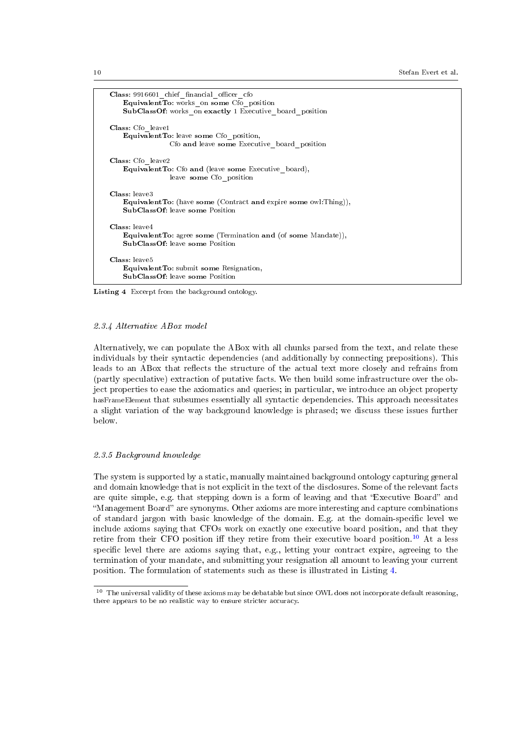```
Class: 9916601_chief_financial_officer_cfo
    EquivalentTo: works_on some Cfo_position
    SubClassOf: works_on exactly 1 Executive_board_position

Class: Cfo_leave1
    EquivalentTo: leave some Cfo_position,
                  Cfo and leave some Executive_board_position

Class: Cfo_leave2
    EquivalentTo: Cfo and (leave some Executive_board),
                  leave some Cfo_position

Class: leave3
    EquivalentTo: (have some (Contract and expire some owl:Thing)),
    SubClassOf: leave some Position

Class: leave4
    EquivalentTo: agree some (Termination and (of some Mandate)),
    SubClassOf: leave some Position

Class: leave5
    EquivalentTo: submit some Resignation,
    SubClassOf: leave some Position
```

**Listing 4** Excerpt from the background ontology.

### 2.3.4 Alternative ABox model

Alternatively, we can populate the ABox with all chunks parsed from the text, and relate these individuals by their syntactic dependencies (and additionally by connecting prepositions). This leads to an ABox that reflects the structure of the actual text more closely and refrains from (partly speculative) extraction of putative facts. We then build some infrastructure over the object properties to ease the axiomatics and queries; in particular, we introduce an object property hasFrameElement that subsumes essentially all syntactic dependencies. This approach necessitates a slight variation of the way background knowledge is phrased; we discuss these issues further below.

### 2.3.5 Background knowledge

The system is supported by a static, manually maintained background ontology capturing general and domain knowledge that is not explicit in the text of the disclosures. Some of the relevant facts are quite simple, e.g. that stepping down is a form of leaving and that "Executive Board" and "Management Board" are synonyms. Other axioms are more interesting and capture combinations of standard jargon with basic knowledge of the domain. E.g. at the domain-specific level we include axioms saying that CFOs work on exactly one executive board position, and that they retire from their CFO position iff they retire from their executive board position.[10] At a less specific level there are axioms saying that, e.g., letting your contract expire, agreeing to the termination of your mandate, and submitting your resignation all amount to leaving your current position. The formulation of statements such as these is illustrated in Listing 4.

[10] The universal validity of these axioms may be debatable but since OWL does not incorporate default reasoning, there appears to be no realistic way to ensure stricter accuracy.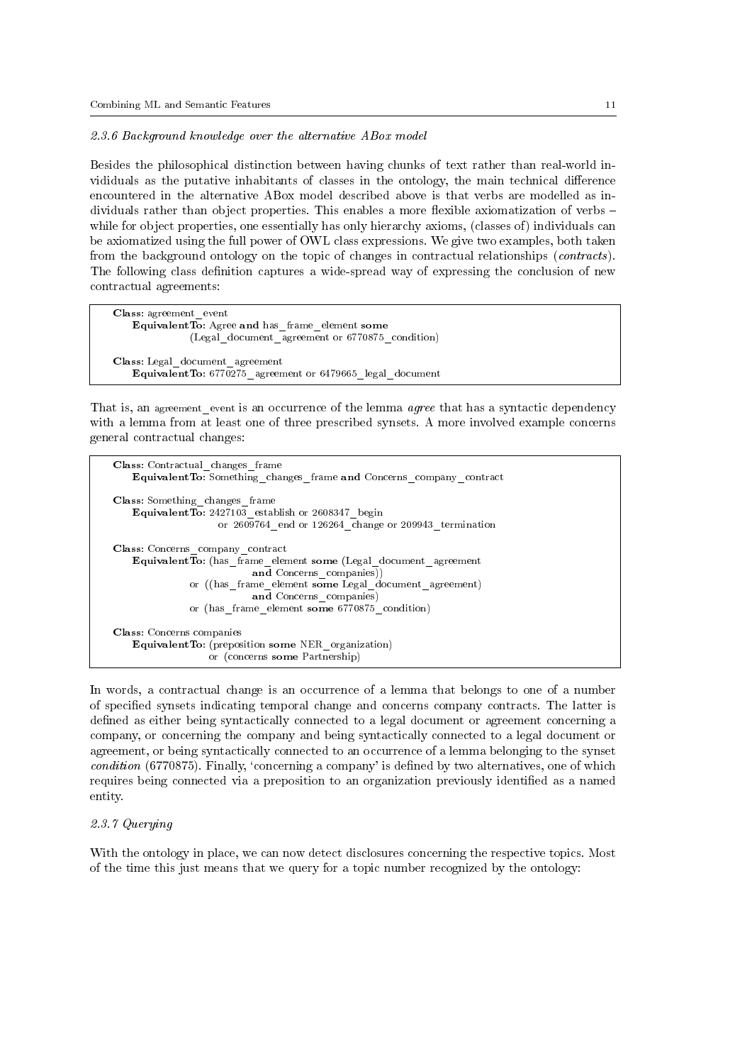#### 2.3.6 Background knowledge over the alternative ABox model

Besides the philosophical distinction between having chunks of text rather than real-world individuals as the putative inhabitants of classes in the ontology, the main technical difference encountered in the alternative ABox model described above is that verbs are modelled as individuals rather than object properties. This enables a more flexible axiomatization of verbs – while for object properties, one essentially has only hierarchy axioms, (classes of) individuals can be axiomatized using the full power of OWL class expressions. We give two examples, both taken from the background ontology on the topic of changes in contractual relationships (*contracts*). The following class definition captures a wide-spread way of expressing the conclusion of new contractual agreements:

```
Class: agreement_event
    EquivalentTo: Agree and has_frame_element some
            (Legal_document_agreement or 6770875_condition)

Class: Legal_document_agreement
    EquivalentTo: 6770275_agreement or 6479665_legal_document
```

That is, an agreement_event is an occurrence of the lemma *agree* that has a syntactic dependency with a lemma from at least one of three prescribed synsets. A more involved example concerns general contractual changes:

```
Class: Contractual_changes_frame
    EquivalentTo: Something_changes_frame and Concerns_company_contract

Class: Something_changes_frame
    EquivalentTo: 2427103_establish or 2608347_begin
            or 2609764_end or 126264_change or 209943_termination

Class: Concerns_company_contract
    EquivalentTo: (has_frame_element some (Legal_document_agreement
                    and Concerns_companies))
            or ((has_frame_element some Legal_document_agreement)
                    and Concerns_companies)
            or (has_frame_element some 6770875_condition)

Class: Concerns companies
    EquivalentTo: (preposition some NER_organization)
            or (concerns some Partnership)
```

In words, a contractual change is an occurrence of a lemma that belongs to one of a number of specified synsets indicating temporal change and concerns company contracts. The latter is defined as either being syntactically connected to a legal document or agreement concerning a company, or concerning the company and being syntactically connected to a legal document or agreement, or being syntactically connected to an occurrence of a lemma belonging to the synset *condition* (6770875). Finally, 'concerning a company' is defined by two alternatives, one of which requires being connected via a preposition to an organization previously identified as a named entity.

#### 2.3.7 Querying

With the ontology in place, we can now detect disclosures concerning the respective topics. Most of the time this just means that we query for a topic number recognized by the ontology: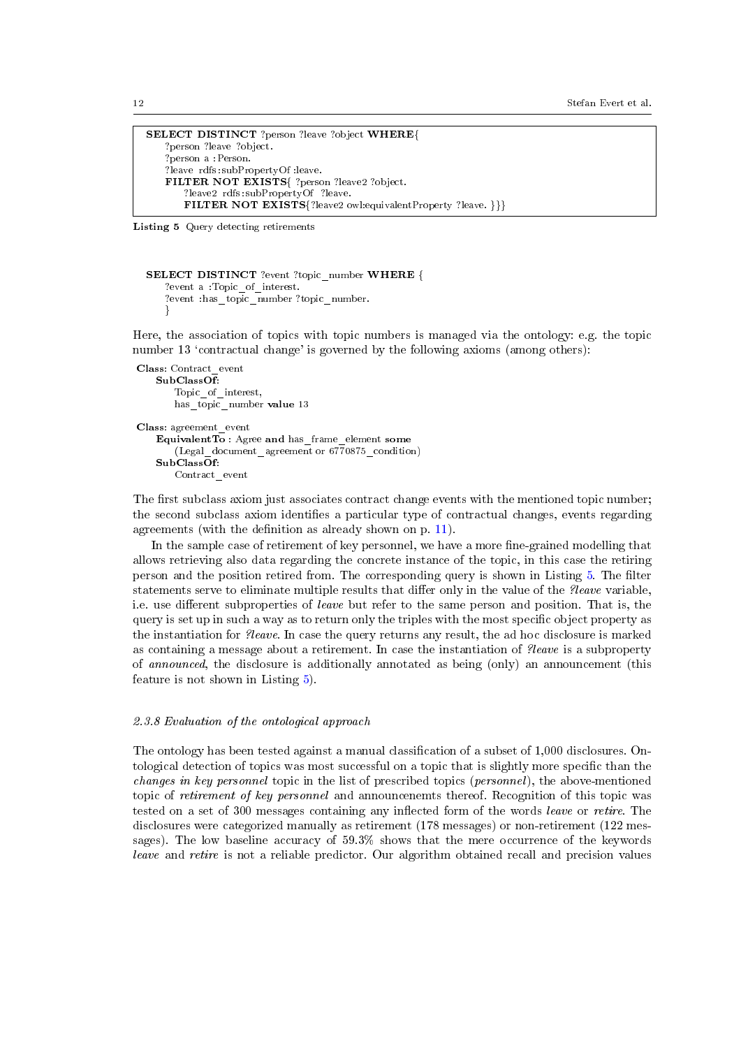```
SELECT DISTINCT ?person ?leave ?object WHERE{
    ?person ?leave ?object.
    ?person a :Person.
    ?leave rdfs:subPropertyOf :leave.
    FILTER NOT EXISTS{ ?person ?leave2 ?object.
        ?leave2 rdfs:subPropertyOf ?leave.
        FILTER NOT EXISTS{?leave2 owl:equivalentProperty ?leave. }}}
```

**Listing 5** Query detecting retirements

```
SELECT DISTINCT ?event ?topic_number WHERE {
    ?event a :Topic_of_interest.
    ?event :has_topic_number ?topic_number.
    }
```

Here, the association of topics with topic numbers is managed via the ontology: e.g. the topic number 13 'contractual change' is governed by the following axioms (among others):

```
Class: Contract_event
    SubClassOf:
        Topic_of_interest,
        has_topic_number value 13

Class: agreement_event
    EquivalentTo : Agree and has_frame_element some
        (Legal_document_agreement or 6770875_condition)
    SubClassOf:
        Contract_event
```

The first subclass axiom just associates contract change events with the mentioned topic number; the second subclass axiom identifies a particular type of contractual changes, events regarding agreements (with the definition as already shown on p. 11).

In the sample case of retirement of key personnel, we have a more fine-grained modelling that allows retrieving also data regarding the concrete instance of the topic, in this case the retiring person and the position retired from. The corresponding query is shown in Listing 5. The filter statements serve to eliminate multiple results that differ only in the value of the *?leave* variable, i.e. use different subproperties of *leave* but refer to the same person and position. That is, the query is set up in such a way as to return only the triples with the most specific object property as the instantiation for *?leave*. In case the query returns any result, the ad hoc disclosure is marked as containing a message about a retirement. In case the instantiation of *?leave* is a subproperty of *announced*, the disclosure is additionally annotated as being (only) an announcement (this feature is not shown in Listing 5).

### 2.3.8 Evaluation of the ontological approach

The ontology has been tested against a manual classification of a subset of 1,000 disclosures. Ontological detection of topics was most successful on a topic that is slightly more specific than the *changes in key personnel* topic in the list of prescribed topics (*personnel*), the above-mentioned topic of *retirement of key personnel* and announcenemts thereof. Recognition of this topic was tested on a set of 300 messages containing any inflected form of the words *leave* or *retire*. The disclosures were categorized manually as retirement (178 messages) or non-retirement (122 messages). The low baseline accuracy of 59.3% shows that the mere occurrence of the keywords *leave* and *retire* is not a reliable predictor. Our algorithm obtained recall and precision values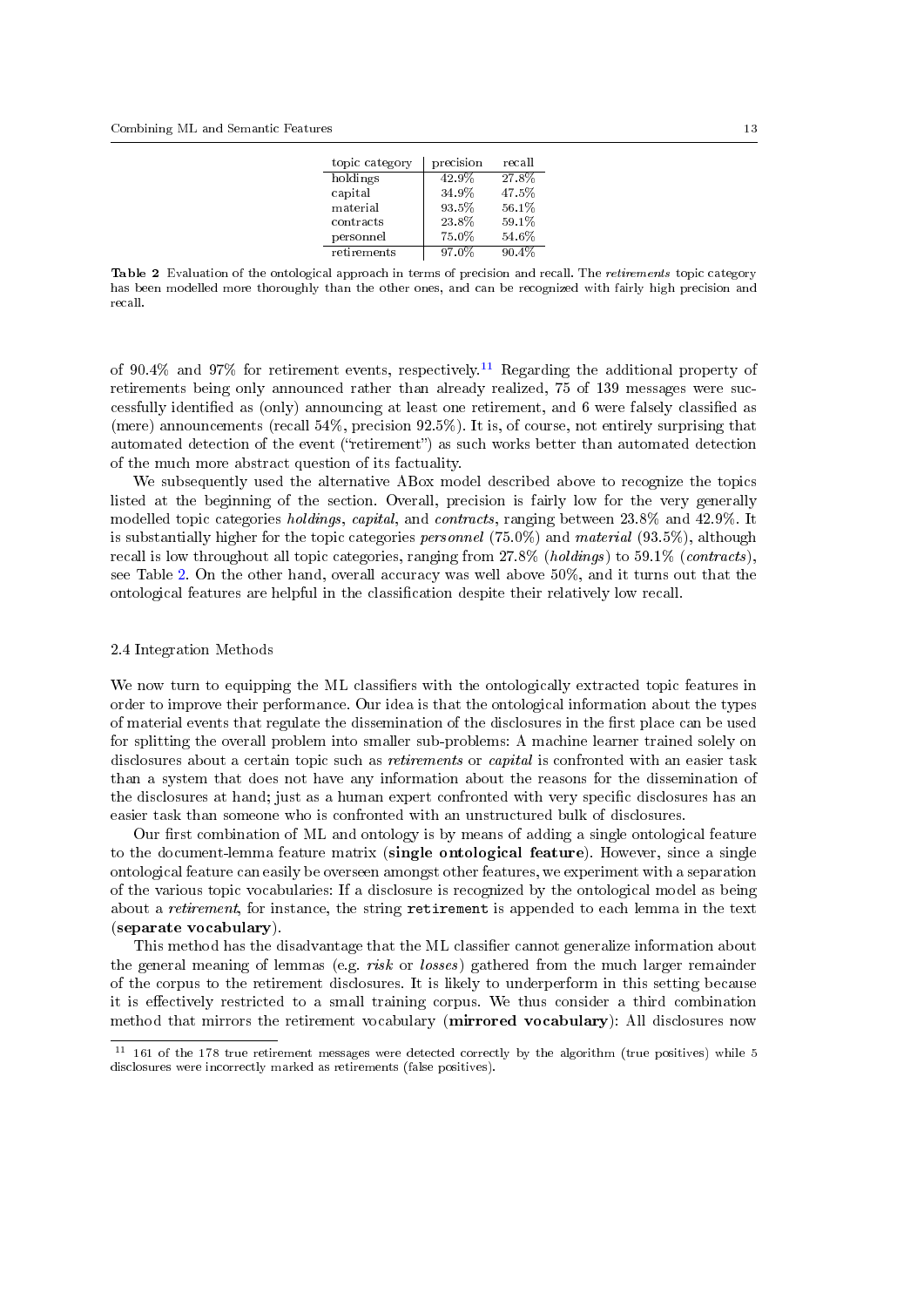| topic category | precision | recall |
|---|---|---|
| holdings | 42.9% | 27.8% |
| capital | 34.9% | 47.5% |
| material | 93.5% | 56.1% |
| contracts | 23.8% | 59.1% |
| personnel | 75.0% | 54.6% |
| retirements | 97.0% | 90.4% |

**Table 2** Evaluation of the ontological approach in terms of precision and recall. The *retirements* topic category has been modelled more thoroughly than the other ones, and can be recognized with fairly high precision and recall.

of 90.4% and 97% for retirement events, respectively.[11] Regarding the additional property of retirements being only announced rather than already realized, 75 of 139 messages were successfully identified as (only) announcing at least one retirement, and 6 were falsely classified as (mere) announcements (recall 54%, precision 92.5%). It is, of course, not entirely surprising that automated detection of the event ("retirement") as such works better than automated detection of the much more abstract question of its factuality.

We subsequently used the alternative ABox model described above to recognize the topics listed at the beginning of the section. Overall, precision is fairly low for the very generally modelled topic categories *holdings*, *capital*, and *contracts*, ranging between 23.8% and 42.9%. It is substantially higher for the topic categories *personnel* (75.0%) and *material* (93.5%), although recall is low throughout all topic categories, ranging from 27.8% (*holdings*) to 59.1% (*contracts*), see Table 2. On the other hand, overall accuracy was well above 50%, and it turns out that the ontological features are helpful in the classification despite their relatively low recall.

### 2.4 Integration Methods

We now turn to equipping the ML classifiers with the ontologically extracted topic features in order to improve their performance. Our idea is that the ontological information about the types of material events that regulate the dissemination of the disclosures in the first place can be used for splitting the overall problem into smaller sub-problems: A machine learner trained solely on disclosures about a certain topic such as *retirements* or *capital* is confronted with an easier task than a system that does not have any information about the reasons for the dissemination of the disclosures at hand; just as a human expert confronted with very specific disclosures has an easier task than someone who is confronted with an unstructured bulk of disclosures.

Our first combination of ML and ontology is by means of adding a single ontological feature to the document-lemma feature matrix (**single ontological feature**). However, since a single ontological feature can easily be overseen amongst other features, we experiment with a separation of the various topic vocabularies: If a disclosure is recognized by the ontological model as being about a *retirement*, for instance, the string `retirement` is appended to each lemma in the text (**separate vocabulary**).

This method has the disadvantage that the ML classifier cannot generalize information about the general meaning of lemmas (e.g. *risk* or *losses*) gathered from the much larger remainder of the corpus to the retirement disclosures. It is likely to underperform in this setting because it is effectively restricted to a small training corpus. We thus consider a third combination method that mirrors the retirement vocabulary (**mirrored vocabulary**): All disclosures now

[11] 161 of the 178 true retirement messages were detected correctly by the algorithm (true positives) while 5 disclosures were incorrectly marked as retirements (false positives).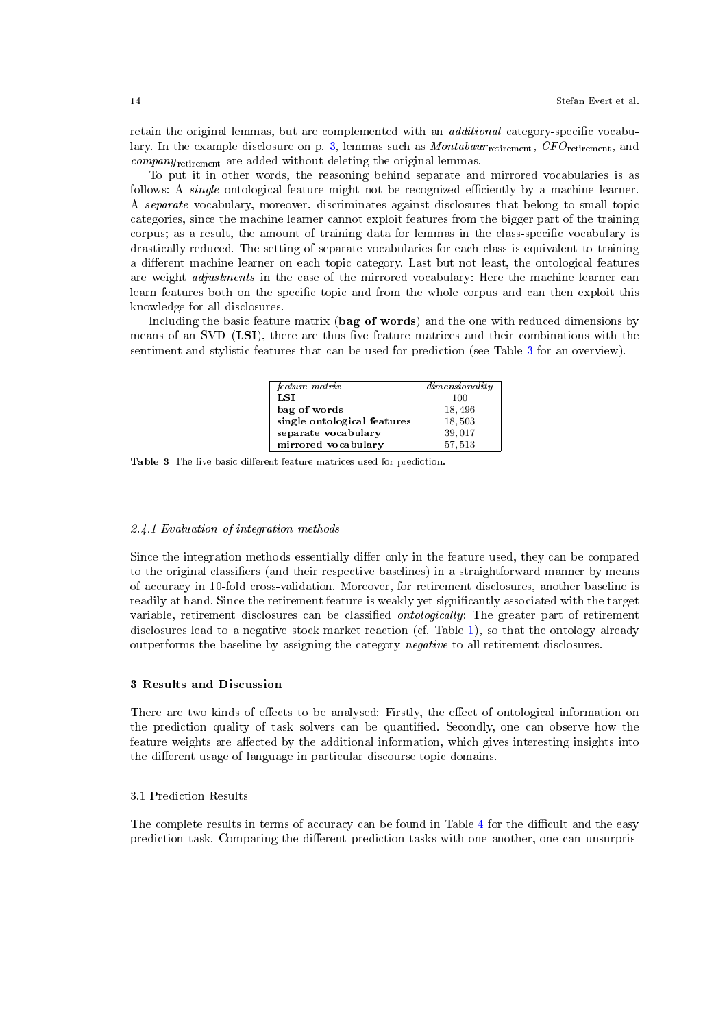retain the original lemmas, but are complemented with an *additional* category-specific vocabulary. In the example disclosure on p. 3, lemmas such as $\textit{Montabaur}_{\text{retirement}}$, $\textit{CFO}_{\text{retirement}}$, and $\textit{company}_{\text{retirement}}$ are added without deleting the original lemmas.

To put it in other words, the reasoning behind separate and mirrored vocabularies is as follows: A *single* ontological feature might not be recognized efficiently by a machine learner. A *separate* vocabulary, moreover, discriminates against disclosures that belong to small topic categories, since the machine learner cannot exploit features from the bigger part of the training corpus; as a result, the amount of training data for lemmas in the class-specific vocabulary is drastically reduced. The setting of separate vocabularies for each class is equivalent to training a different machine learner on each topic category. Last but not least, the ontological features are weight *adjustments* in the case of the mirrored vocabulary: Here the machine learner can learn features both on the specific topic and from the whole corpus and can then exploit this knowledge for all disclosures.

Including the basic feature matrix (**bag of words**) and the one with reduced dimensions by means of an SVD (**LSI**), there are thus five feature matrices and their combinations with the sentiment and stylistic features that can be used for prediction (see Table 3 for an overview).

| *feature matrix* | *dimensionality* |
|---|---|
| **LSI** | 100 |
| **bag of words** | 18,496 |
| **single ontological features** | 18,503 |
| **separate vocabulary** | 39,017 |
| **mirrored vocabulary** | 57,513 |

**Table 3** The five basic different feature matrices used for prediction.

### 2.4.1 Evaluation of integration methods

Since the integration methods essentially differ only in the feature used, they can be compared to the original classifiers (and their respective baselines) in a straightforward manner by means of accuracy in 10-fold cross-validation. Moreover, for retirement disclosures, another baseline is readily at hand. Since the retirement feature is weakly yet significantly associated with the target variable, retirement disclosures can be classified *ontologically*: The greater part of retirement disclosures lead to a negative stock market reaction (cf. Table 1), so that the ontology already outperforms the baseline by assigning the category *negative* to all retirement disclosures.

## 3 Results and Discussion

There are two kinds of effects to be analysed: Firstly, the effect of ontological information on the prediction quality of task solvers can be quantified. Secondly, one can observe how the feature weights are affected by the additional information, which gives interesting insights into the different usage of language in particular discourse topic domains.

### 3.1 Prediction Results

The complete results in terms of accuracy can be found in Table 4 for the difficult and the easy prediction task. Comparing the different prediction tasks with one another, one can unsurpris-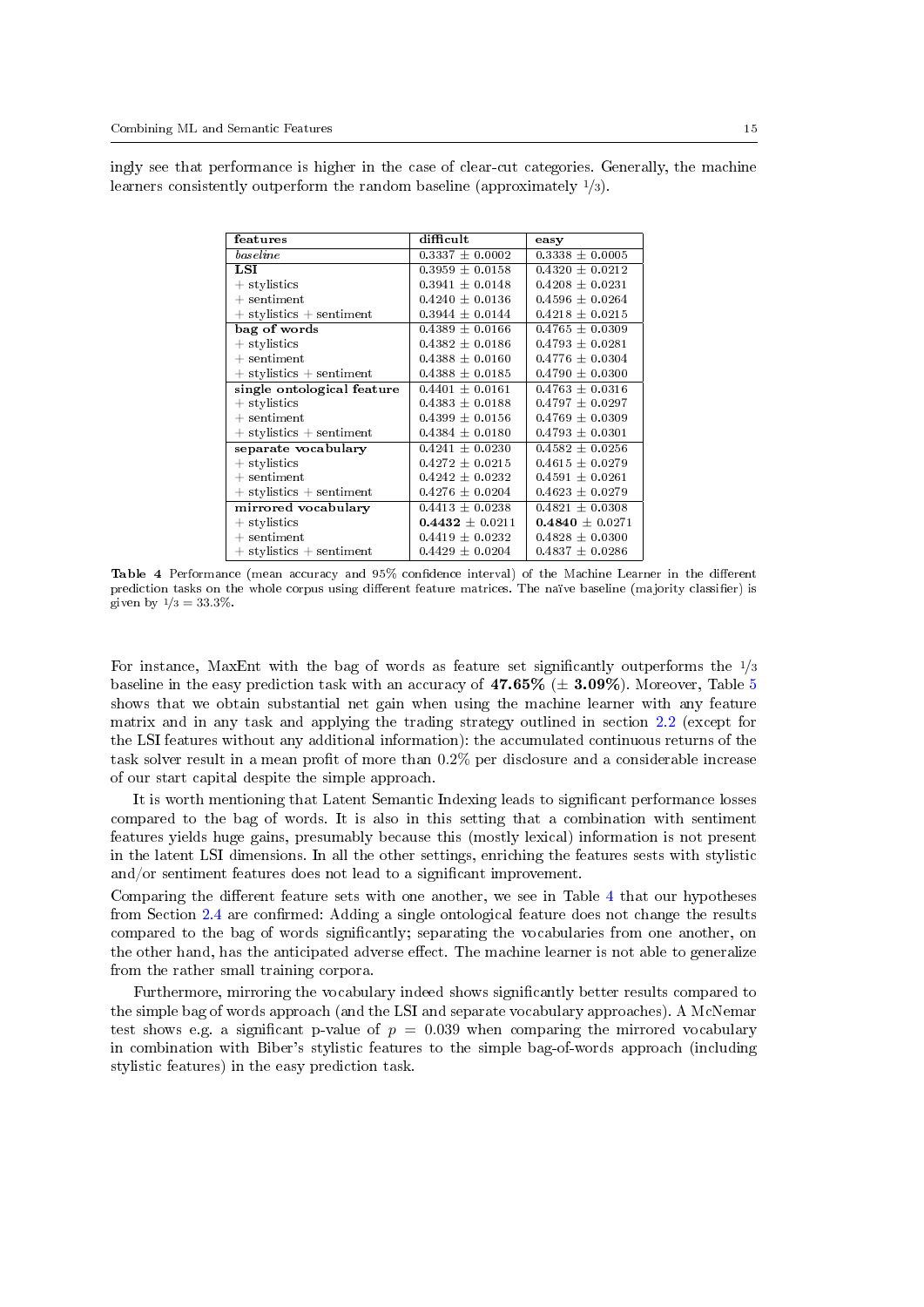ingly see that performance is higher in the case of clear-cut categories. Generally, the machine learners consistently outperform the random baseline (approximately 1/3).

| features | difficult | easy |
|---|---|---|
| *baseline* | 0.3337 ± 0.0002 | 0.3338 ± 0.0005 |
| **LSI** | 0.3959 ± 0.0158 | 0.4320 ± 0.0212 |
| + stylistics | 0.3941 ± 0.0148 | 0.4208 ± 0.0231 |
| + sentiment | 0.4240 ± 0.0136 | 0.4596 ± 0.0264 |
| + stylistics + sentiment | 0.3944 ± 0.0144 | 0.4218 ± 0.0215 |
| **bag of words** | 0.4389 ± 0.0166 | 0.4765 ± 0.0309 |
| + stylistics | 0.4382 ± 0.0186 | 0.4793 ± 0.0281 |
| + sentiment | 0.4388 ± 0.0160 | 0.4776 ± 0.0304 |
| + stylistics + sentiment | 0.4388 ± 0.0185 | 0.4790 ± 0.0300 |
| **single ontological feature** | 0.4401 ± 0.0161 | 0.4763 ± 0.0316 |
| + stylistics | 0.4383 ± 0.0188 | 0.4797 ± 0.0297 |
| + sentiment | 0.4399 ± 0.0156 | 0.4769 ± 0.0309 |
| + stylistics + sentiment | 0.4384 ± 0.0180 | 0.4793 ± 0.0301 |
| **separate vocabulary** | 0.4241 ± 0.0230 | 0.4582 ± 0.0256 |
| + stylistics | 0.4272 ± 0.0215 | 0.4615 ± 0.0279 |
| + sentiment | 0.4242 ± 0.0232 | 0.4591 ± 0.0261 |
| + stylistics + sentiment | 0.4276 ± 0.0204 | 0.4623 ± 0.0279 |
| **mirrored vocabulary** | 0.4413 ± 0.0238 | 0.4821 ± 0.0308 |
| + stylistics | **0.4432** ± 0.0211 | **0.4840** ± 0.0271 |
| + sentiment | 0.4419 ± 0.0232 | 0.4828 ± 0.0300 |
| + stylistics + sentiment | 0.4429 ± 0.0204 | 0.4837 ± 0.0286 |

**Table 4** Performance (mean accuracy and 95% confidence interval) of the Machine Learner in the different prediction tasks on the whole corpus using different feature matrices. The naïve baseline (majority classifier) is given by $1/3 = 33.3\%$.

For instance, MaxEnt with the bag of words as feature set significantly outperforms the 1/3 baseline in the easy prediction task with an accuracy of **47.65%** (± **3.09%**). Moreover, Table 5 shows that we obtain substantial net gain when using the machine learner with any feature matrix and in any task and applying the trading strategy outlined in section 2.2 (except for the LSI features without any additional information): the accumulated continuous returns of the task solver result in a mean profit of more than 0.2% per disclosure and a considerable increase of our start capital despite the simple approach.

It is worth mentioning that Latent Semantic Indexing leads to significant performance losses compared to the bag of words. It is also in this setting that a combination with sentiment features yields huge gains, presumably because this (mostly lexical) information is not present in the latent LSI dimensions. In all the other settings, enriching the features sests with stylistic and/or sentiment features does not lead to a significant improvement.

Comparing the different feature sets with one another, we see in Table 4 that our hypotheses from Section 2.4 are confirmed: Adding a single ontological feature does not change the results compared to the bag of words significantly; separating the vocabularies from one another, on the other hand, has the anticipated adverse effect. The machine learner is not able to generalize from the rather small training corpora.

Furthermore, mirroring the vocabulary indeed shows significantly better results compared to the simple bag of words approach (and the LSI and separate vocabulary approaches). A McNemar test shows e.g. a significant p-value of $p = 0.039$ when comparing the mirrored vocabulary in combination with Biber's stylistic features to the simple bag-of-words approach (including stylistic features) in the easy prediction task.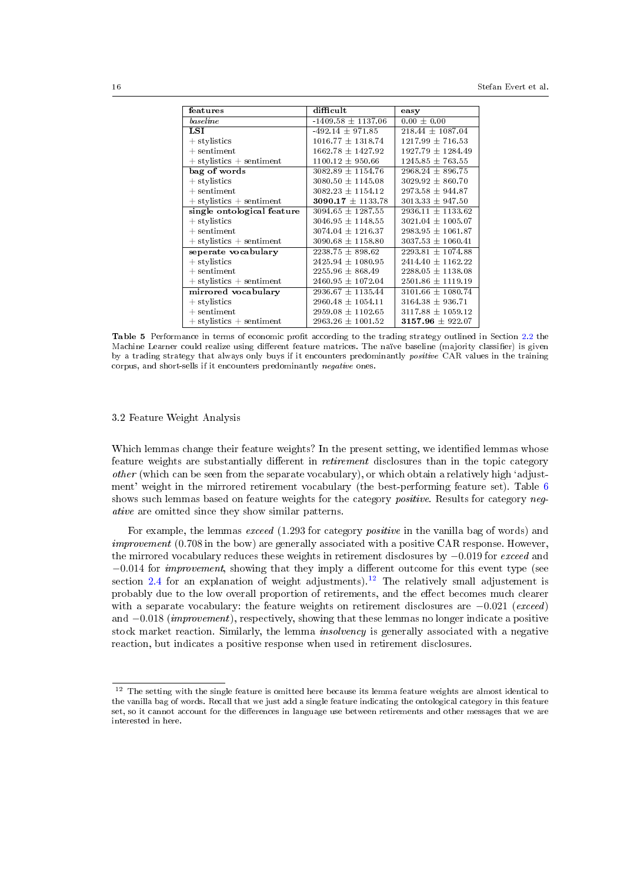| features | difficult | easy |
| --- | --- | --- |
| *baseline* | -1409.58 ± 1137.06 | 0.00 ± 0.00 |
| **LSI** | -492.14 ± 971.85 | 218.44 ± 1087.04 |
| + stylistics | 1016.77 ± 1318.74 | 1217.99 ± 716.53 |
| + sentiment | 1662.78 ± 1427.92 | 1927.79 ± 1284.49 |
| + stylistics + sentiment | 1100.12 ± 950.66 | 1245.85 ± 763.55 |
| **bag of words** | 3082.89 ± 1154.76 | 2968.24 ± 896.75 |
| + stylistics | 3080.50 ± 1145.08 | 3029.92 ± 860.70 |
| + sentiment | 3082.23 ± 1154.12 | 2973.58 ± 944.87 |
| + stylistics + sentiment | **3090.17** ± 1133.78 | 3013.33 ± 947.50 |
| **single ontological feature** | 3094.65 ± 1287.55 | 2936.11 ± 1133.62 |
| + stylistics | 3046.95 ± 1148.55 | 3021.04 ± 1005.07 |
| + sentiment | 3074.04 ± 1216.37 | 2983.95 ± 1061.87 |
| + stylistics + sentiment | 3090.68 ± 1158.80 | 3037.53 ± 1060.41 |
| **seperate vocabulary** | 2238.75 ± 898.62 | 2293.81 ± 1074.88 |
| + stylistics | 2425.94 ± 1080.95 | 2414.40 ± 1162.22 |
| + sentiment | 2255.96 ± 868.49 | 2288.05 ± 1138.08 |
| + stylistics + sentiment | 2460.95 ± 1072.04 | 2501.86 ± 1119.19 |
| **mirrored vocabulary** | 2936.67 ± 1135.44 | 3101.66 ± 1080.74 |
| + stylistics | 2960.48 ± 1054.11 | 3164.38 ± 936.71 |
| + sentiment | 2959.08 ± 1102.65 | 3117.88 ± 1059.12 |
| + stylistics + sentiment | 2963.26 ± 1001.52 | **3157.96** ± 922.07 |

**Table 5** Performance in terms of economic profit according to the trading strategy outlined in Section 2.2 the Machine Learner could realize using different feature matrices. The naïve baseline (majority classifier) is given by a trading strategy that always only buys if it encounters predominantly *positive* CAR values in the training corpus, and short-sells if it encounters predominantly *negative* ones.

### 3.2 Feature Weight Analysis

Which lemmas change their feature weights? In the present setting, we identified lemmas whose feature weights are substantially different in *retirement* disclosures than in the topic category *other* (which can be seen from the separate vocabulary), or which obtain a relatively high 'adjustment' weight in the mirrored retirement vocabulary (the best-performing feature set). Table 6 shows such lemmas based on feature weights for the category *positive*. Results for category *negative* are omitted since they show similar patterns.

For example, the lemmas *exceed* (1.293 for category *positive* in the vanilla bag of words) and *improvement* (0.708 in the bow) are generally associated with a positive CAR response. However, the mirrored vocabulary reduces these weights in retirement disclosures by $-0.019$ for *exceed* and $-0.014$ for *improvement*, showing that they imply a different outcome for this event type (see section 2.4 for an explanation of weight adjustments).[12] The relatively small adjustement is probably due to the low overall proportion of retirements, and the effect becomes much clearer with a separate vocabulary: the feature weights on retirement disclosures are $-0.021$ (*exceed*) and $-0.018$ (*improvement*), respectively, showing that these lemmas no longer indicate a positive stock market reaction. Similarly, the lemma *insolvency* is generally associated with a negative reaction, but indicates a positive response when used in retirement disclosures.

[12] The setting with the single feature is omitted here because its lemma feature weights are almost identical to the vanilla bag of words. Recall that we just add a single feature indicating the ontological category in this feature set, so it cannot account for the differences in language use between retirements and other messages that we are interested in here.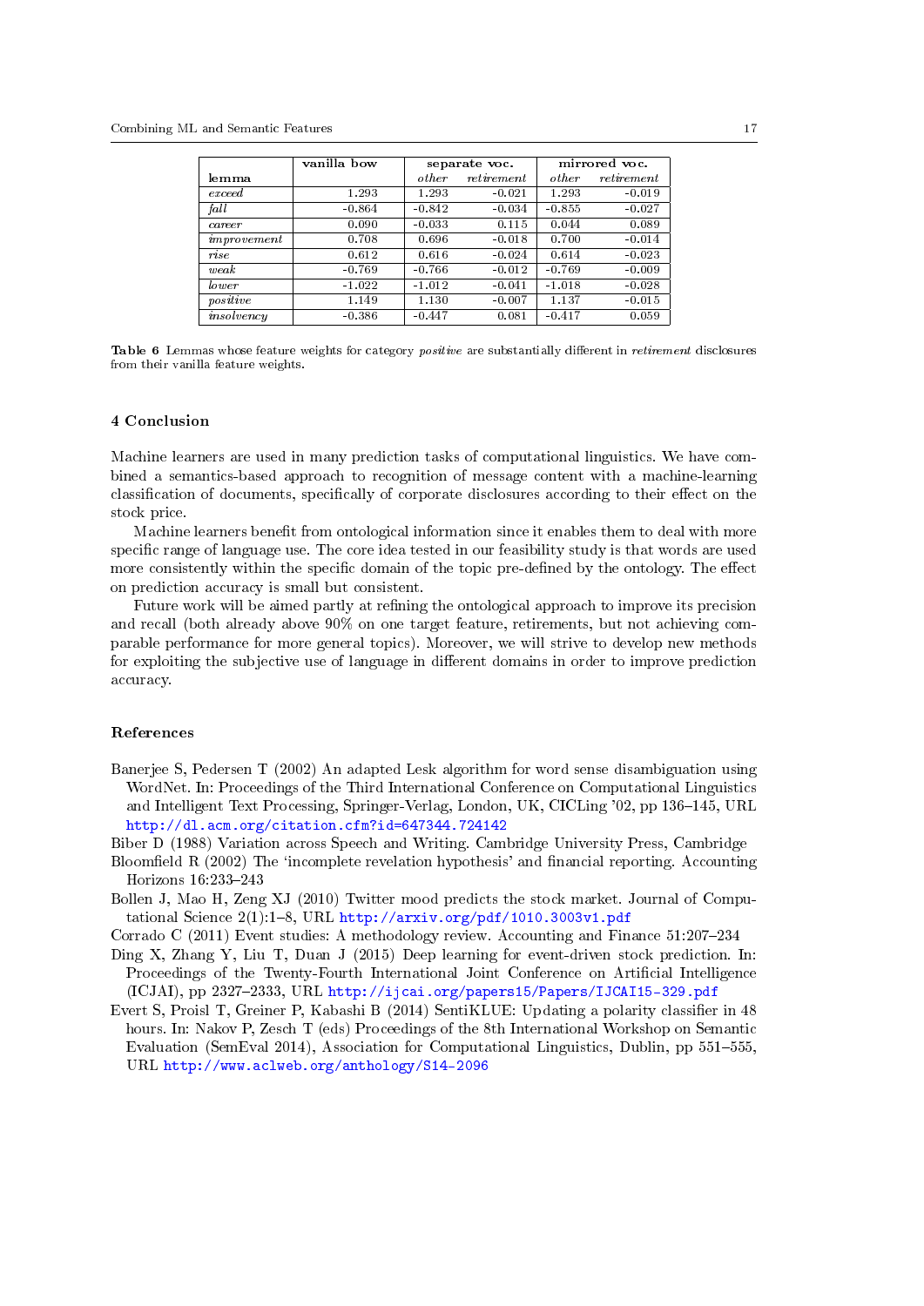| lemma | vanilla bow | separate voc. | | mirrored voc. | |
|---|---|---|---|---|---|
| | | *other* | *retirement* | *other* | *retirement* |
| *exceed* | 1.293 | 1.293 | -0.021 | 1.293 | -0.019 |
| *fall* | -0.864 | -0.842 | -0.034 | -0.855 | -0.027 |
| *career* | 0.090 | -0.033 | 0.115 | 0.044 | 0.089 |
| *improvement* | 0.708 | 0.696 | -0.018 | 0.700 | -0.014 |
| *rise* | 0.612 | 0.616 | -0.024 | 0.614 | -0.023 |
| *weak* | -0.769 | -0.766 | -0.012 | -0.769 | -0.009 |
| *lower* | -1.022 | -1.012 | -0.041 | -1.018 | -0.028 |
| *positive* | 1.149 | 1.130 | -0.007 | 1.137 | -0.015 |
| *insolvency* | -0.386 | -0.447 | 0.081 | -0.417 | 0.059 |

**Table 6** Lemmas whose feature weights for category *positive* are substantially different in *retirement* disclosures from their vanilla feature weights.

## 4 Conclusion

Machine learners are used in many prediction tasks of computational linguistics. We have combined a semantics-based approach to recognition of message content with a machine-learning classification of documents, specifically of corporate disclosures according to their effect on the stock price.

Machine learners benefit from ontological information since it enables them to deal with more specific range of language use. The core idea tested in our feasibility study is that words are used more consistently within the specific domain of the topic pre-defined by the ontology. The effect on prediction accuracy is small but consistent.

Future work will be aimed partly at refining the ontological approach to improve its precision and recall (both already above 90% on one target feature, retirements, but not achieving comparable performance for more general topics). Moreover, we will strive to develop new methods for exploiting the subjective use of language in different domains in order to improve prediction accuracy.

## References

Banerjee S, Pedersen T (2002) An adapted Lesk algorithm for word sense disambiguation using WordNet. In: Proceedings of the Third International Conference on Computational Linguistics and Intelligent Text Processing, Springer-Verlag, London, UK, CICLing '02, pp 136–145, URL http://dl.acm.org/citation.cfm?id=647344.724142

Biber D (1988) Variation across Speech and Writing. Cambridge University Press, Cambridge

Bloomfield R (2002) The 'incomplete revelation hypothesis' and financial reporting. Accounting Horizons 16:233–243

Bollen J, Mao H, Zeng XJ (2010) Twitter mood predicts the stock market. Journal of Computational Science 2(1):1–8, URL http://arxiv.org/pdf/1010.3003v1.pdf

Corrado C (2011) Event studies: A methodology review. Accounting and Finance 51:207–234

Ding X, Zhang Y, Liu T, Duan J (2015) Deep learning for event-driven stock prediction. In: Proceedings of the Twenty-Fourth International Joint Conference on Artificial Intelligence (ICJAI), pp 2327–2333, URL http://ijcai.org/papers15/Papers/IJCAI15-329.pdf

Evert S, Proisl T, Greiner P, Kabashi B (2014) SentiKLUE: Updating a polarity classifier in 48 hours. In: Nakov P, Zesch T (eds) Proceedings of the 8th International Workshop on Semantic Evaluation (SemEval 2014), Association for Computational Linguistics, Dublin, pp 551–555, URL http://www.aclweb.org/anthology/S14-2096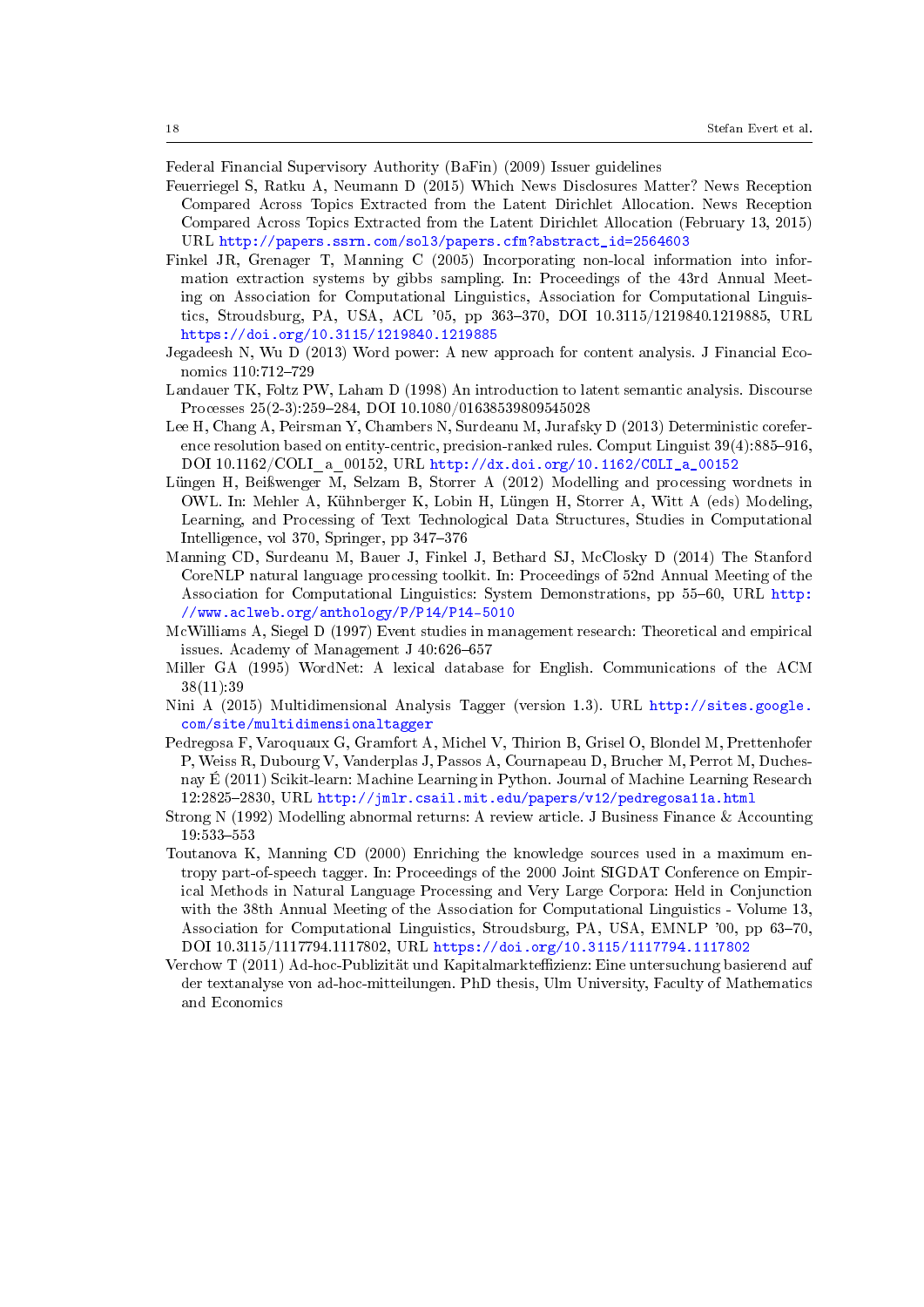Federal Financial Supervisory Authority (BaFin) (2009) Issuer guidelines

Feuerriegel S, Ratku A, Neumann D (2015) Which News Disclosures Matter? News Reception Compared Across Topics Extracted from the Latent Dirichlet Allocation. News Reception Compared Across Topics Extracted from the Latent Dirichlet Allocation (February 13, 2015) URL http://papers.ssrn.com/sol3/papers.cfm?abstract_id=2564603

Finkel JR, Grenager T, Manning C (2005) Incorporating non-local information into information extraction systems by gibbs sampling. In: Proceedings of the 43rd Annual Meeting on Association for Computational Linguistics, Association for Computational Linguistics, Stroudsburg, PA, USA, ACL '05, pp 363–370, DOI 10.3115/1219840.1219885, URL https://doi.org/10.3115/1219840.1219885

Jegadeesh N, Wu D (2013) Word power: A new approach for content analysis. J Financial Economics 110:712–729

Landauer TK, Foltz PW, Laham D (1998) An introduction to latent semantic analysis. Discourse Processes 25(2-3):259–284, DOI 10.1080/01638539809545028

Lee H, Chang A, Peirsman Y, Chambers N, Surdeanu M, Jurafsky D (2013) Deterministic coreference resolution based on entity-centric, precision-ranked rules. Comput Linguist 39(4):885–916, DOI 10.1162/COLI_a_00152, URL http://dx.doi.org/10.1162/COLI_a_00152

Lüngen H, Beißwenger M, Selzam B, Storrer A (2012) Modelling and processing wordnets in OWL. In: Mehler A, Kühnberger K, Lobin H, Lüngen H, Storrer A, Witt A (eds) Modeling, Learning, and Processing of Text Technological Data Structures, Studies in Computational Intelligence, vol 370, Springer, pp 347–376

Manning CD, Surdeanu M, Bauer J, Finkel J, Bethard SJ, McClosky D (2014) The Stanford CoreNLP natural language processing toolkit. In: Proceedings of 52nd Annual Meeting of the Association for Computational Linguistics: System Demonstrations, pp 55–60, URL http://www.aclweb.org/anthology/P/P14/P14-5010

McWilliams A, Siegel D (1997) Event studies in management research: Theoretical and empirical issues. Academy of Management J 40:626–657

Miller GA (1995) WordNet: A lexical database for English. Communications of the ACM 38(11):39

Nini A (2015) Multidimensional Analysis Tagger (version 1.3). URL http://sites.google.com/site/multidimensionaltagger

Pedregosa F, Varoquaux G, Gramfort A, Michel V, Thirion B, Grisel O, Blondel M, Prettenhofer P, Weiss R, Dubourg V, Vanderplas J, Passos A, Cournapeau D, Brucher M, Perrot M, Duchesnay É (2011) Scikit-learn: Machine Learning in Python. Journal of Machine Learning Research 12:2825–2830, URL http://jmlr.csail.mit.edu/papers/v12/pedregosa11a.html

Strong N (1992) Modelling abnormal returns: A review article. J Business Finance & Accounting 19:533–553

Toutanova K, Manning CD (2000) Enriching the knowledge sources used in a maximum entropy part-of-speech tagger. In: Proceedings of the 2000 Joint SIGDAT Conference on Empirical Methods in Natural Language Processing and Very Large Corpora: Held in Conjunction with the 38th Annual Meeting of the Association for Computational Linguistics - Volume 13, Association for Computational Linguistics, Stroudsburg, PA, USA, EMNLP '00, pp 63–70, DOI 10.3115/1117794.1117802, URL https://doi.org/10.3115/1117794.1117802

Verchow T (2011) Ad-hoc-Publizität und Kapitalmarkteffizienz: Eine untersuchung basierend auf der textanalyse von ad-hoc-mitteilungen. PhD thesis, Ulm University, Faculty of Mathematics and Economics